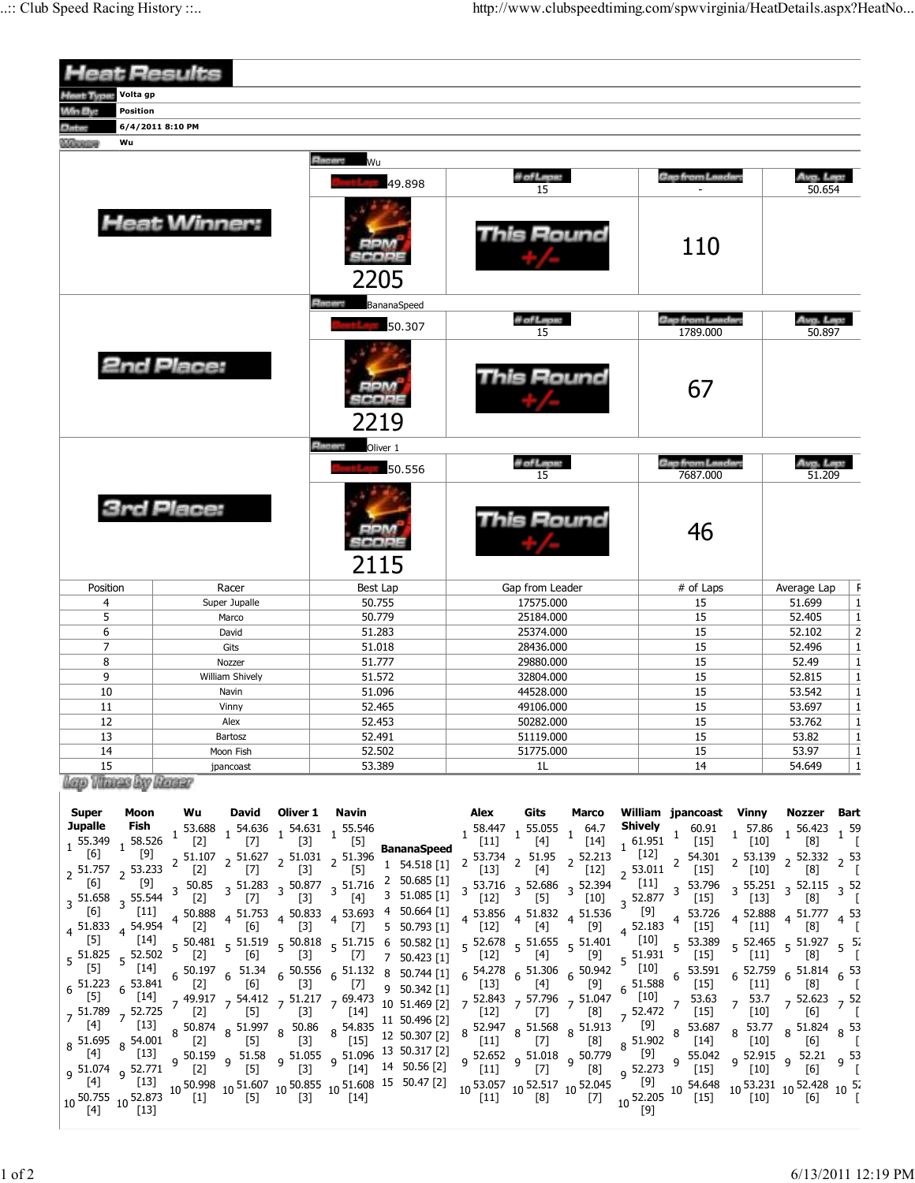# Heat Results

| | |
|---|---|
| Heat Type | Volta gp |
| Win By | Position |
| Date | 6/4/2011 8:10 PM |
| Winner | Wu |

## Heat Winner:

Racer: Wu

| Best Lap | # of Laps | Gap from Leader | Avg. Lap |
|---|---|---|---|
| 49.898 | 15 | - | 50.654 |

RPM SCORE: 2205

This Round +/-: 110

## 2nd Place:

Racer: BananaSpeed

| Best Lap | # of Laps | Gap from Leader | Avg. Lap |
|---|---|---|---|
| 50.307 | 15 | 1789.000 | 50.897 |

RPM SCORE: 2219

This Round +/-: 67

## 3rd Place:

Racer: Oliver 1

| Best Lap | # of Laps | Gap from Leader | Avg. Lap |
|---|---|---|---|
| 50.556 | 15 | 7687.000 | 51.209 |

RPM SCORE: 2115

This Round +/-: 46

| Position | Racer | Best Lap | Gap from Leader | # of Laps | Average Lap |
|---|---|---|---|---|---|
| 4 | Super Jupalle | 50.755 | 17575.000 | 15 | 51.699 |
| 5 | Marco | 50.779 | 25184.000 | 15 | 52.405 |
| 6 | David | 51.283 | 25374.000 | 15 | 52.102 |
| 7 | Gits | 51.018 | 28436.000 | 15 | 52.496 |
| 8 | Nozzer | 51.777 | 29880.000 | 15 | 52.49 |
| 9 | William Shively | 51.572 | 32804.000 | 15 | 52.815 |
| 10 | Navin | 51.096 | 44528.000 | 15 | 53.542 |
| 11 | Vinny | 52.465 | 49106.000 | 15 | 53.697 |
| 12 | Alex | 52.453 | 50282.000 | 15 | 53.762 |
| 13 | Bartosz | 52.491 | 51119.000 | 15 | 53.82 |
| 14 | Moon Fish | 52.502 | 51775.000 | 15 | 53.97 |
| 15 | jpancoast | 53.389 | 1L | 14 | 54.649 |

## Lap Times by Racer

| Lap | Super Jupalle | Moon Fish | Wu | David | Oliver 1 | Navin | BananaSpeed | Alex | Gits | Marco | William Shively | jpancoast | Vinny | Nozzer |
|---|---|---|---|---|---|---|---|---|---|---|---|---|---|---|
| 1 | 55.349 [6] | 58.526 [9] | 53.688 [2] | 54.636 [7] | 54.631 [3] | 55.546 [5] | 54.518 [1] | 58.447 [11] | 55.055 [4] | 64.7 [14] | 61.951 [12] | 60.91 [15] | 57.86 [10] | 56.423 [8] |
| 2 | 51.757 [6] | 53.233 [9] | 51.107 [2] | 51.627 [7] | 51.031 [3] | 51.396 [5] | 50.685 [1] | 53.734 [13] | 51.95 [4] | 52.213 [12] | 53.011 [11] | 54.301 [15] | 53.139 [10] | 52.332 [8] |
| 3 | 51.658 [6] | 55.544 [11] | 50.85 [2] | 51.283 [7] | 50.877 [3] | 51.716 [4] | 51.085 [1] | 53.716 [12] | 52.686 [5] | 52.394 [10] | 52.877 [9] | 53.796 [15] | 55.251 [13] | 52.115 [8] |
| 4 | 51.833 [5] | 54.954 [14] | 50.888 [2] | 51.753 [6] | 50.833 [3] | 53.693 [7] | 50.664 [1] | 53.856 [12] | 51.832 [4] | 51.536 [9] | 52.183 [10] | 53.726 [15] | 52.888 [11] | 51.777 [8] |
| 5 | 51.825 [5] | 52.502 [14] | 50.481 [2] | 51.519 [6] | 50.818 [3] | 51.715 [7] | 50.793 [1] | 52.678 [12] | 51.655 [4] | 51.401 [9] | 51.931 [10] | 53.389 [15] | 52.465 [11] | 51.927 [8] |
| 6 | 51.223 [5] | 53.841 [14] | 50.197 [2] | 51.34 [6] | 50.556 [3] | 51.132 [7] | 50.582 [1] | 54.278 [13] | 51.306 [4] | 50.942 [9] | 51.588 [10] | 53.591 [15] | 52.759 [11] | 51.814 [8] |
| 7 | 51.789 [4] | 52.725 [13] | 49.917 [2] | 54.412 [5] | 51.217 [3] | 69.473 [14] | 50.423 [1] | 52.843 [12] | 57.796 [7] | 51.047 [8] | 52.472 [9] | 53.63 [15] | 53.7 [10] | 52.623 [6] |
| 8 | 51.695 [4] | 54.001 [13] | 50.874 [2] | 51.997 [5] | 50.86 [3] | 54.835 [15] | 50.744 [1] | 52.947 [11] | 51.568 [7] | 51.913 [8] | 51.902 [9] | 53.687 [14] | 53.77 [10] | 51.824 [6] |
| 9 | 51.074 [4] | 52.771 [13] | 50.159 [2] | 51.58 [5] | 51.055 [3] | 51.096 [14] | 50.342 [1] | 52.652 [11] | 51.018 [7] | 50.779 [8] | 52.273 [9] | 55.042 [15] | 52.915 [10] | 52.21 [6] |
| 10 | 50.755 [4] | 52.873 [13] | 50.998 [1] | 51.607 [5] | 50.855 [3] | 51.608 [14] | 51.469 [2] | 53.057 [11] | 52.517 [8] | 52.045 [7] | 52.205 [9] | 54.648 [15] | 53.231 [10] | 52.428 [6] |
| 11 | | | | | | | 50.496 [2] | | | | | | | |
| 12 | | | | | | | 50.307 [2] | | | | | | | |
| 13 | | | | | | | 50.317 [2] | | | | | | | |
| 14 | | | | | | | 50.56 [2] | | | | | | | |
| 15 | | | | | | | 50.47 [2] | | | | | | | |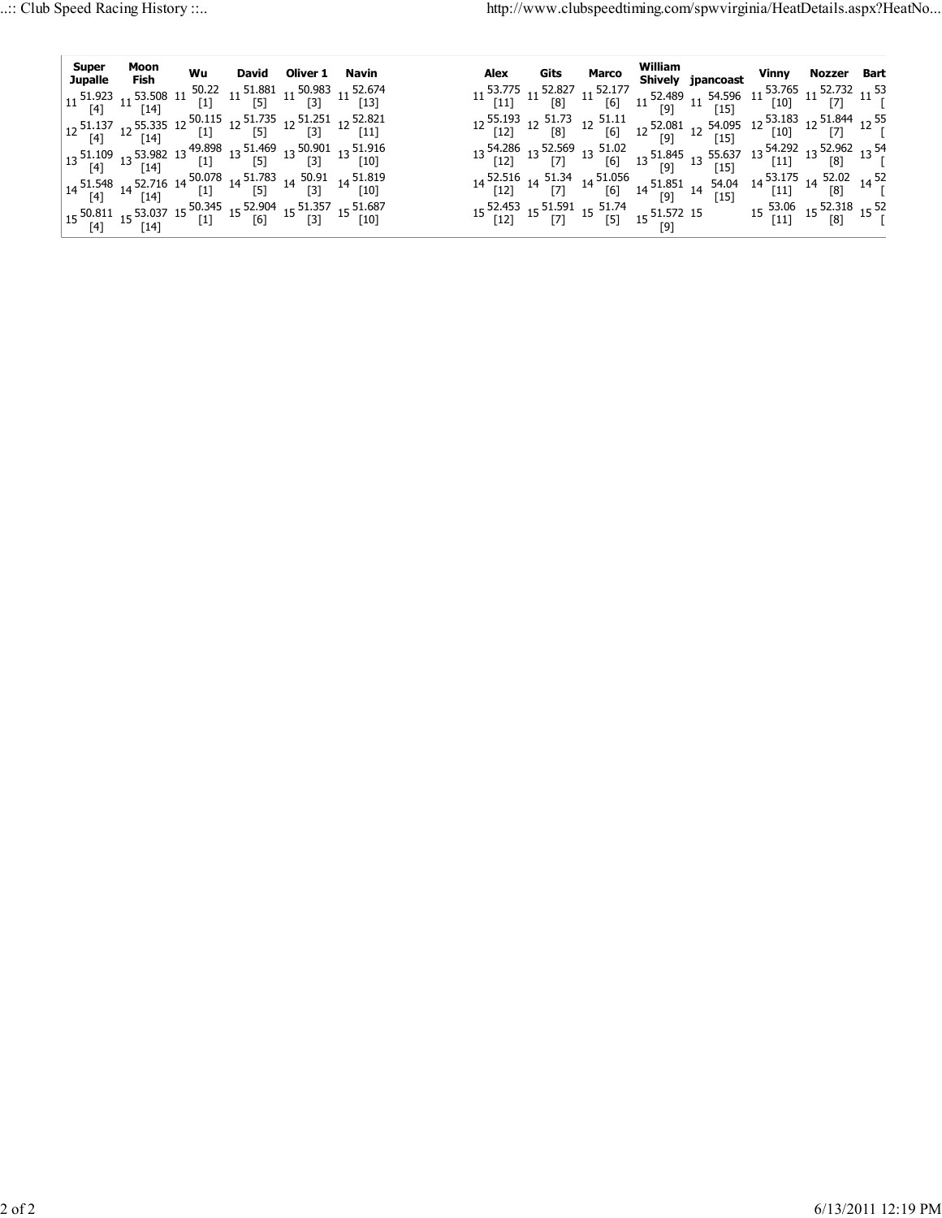| Super Jupalle | Moon Fish | Wu | David | Oliver 1 | Navin | Alex | Gits | Marco | William Shively | jpancoast | Vinny | Nozzer | Bart |
|---|---|---|---|---|---|---|---|---|---|---|---|---|---|
| 11 51.923 [4] | 11 53.508 [14] | 11 50.22 [1] | 11 51.881 [5] | 11 50.983 [3] | 11 52.674 [13] | 11 53.775 [11] | 11 52.827 [8] | 11 52.177 [6] | 11 52.489 [9] | 11 54.596 [15] | 11 53.765 [10] | 11 52.732 [7] | 11 53 [ |
| 12 51.137 [4] | 12 55.335 [14] | 12 50.115 [1] | 12 51.735 [5] | 12 51.251 [3] | 12 52.821 [11] | 12 55.193 [12] | 12 51.73 [8] | 12 51.11 [6] | 12 52.081 [9] | 12 54.095 [15] | 12 53.183 [10] | 12 51.844 [7] | 12 55 [ |
| 13 51.109 [4] | 13 53.982 [14] | 13 49.898 [1] | 13 51.469 [5] | 13 50.901 [3] | 13 51.916 [10] | 13 54.286 [12] | 13 52.569 [7] | 13 51.02 [6] | 13 51.845 [9] | 13 55.637 [15] | 13 54.292 [11] | 13 52.962 [8] | 13 54 [ |
| 14 51.548 [4] | 14 52.716 [14] | 14 50.078 [1] | 14 51.783 [5] | 14 50.91 [3] | 14 51.819 [10] | 14 52.516 [12] | 14 51.34 [7] | 14 51.056 [6] | 14 51.851 [9] | 14 54.04 [15] | 14 53.175 [11] | 14 52.02 [8] | 14 52 [ |
| 15 50.811 [4] | 15 53.037 [14] | 15 50.345 [1] | 15 52.904 [6] | 15 51.357 [3] | 15 51.687 [10] | 15 52.453 [12] | 15 51.591 [7] | 15 51.74 [5] | 15 51.572 [9] | 15 | 15 53.06 [11] | 15 52.318 [8] | 15 52 [ |